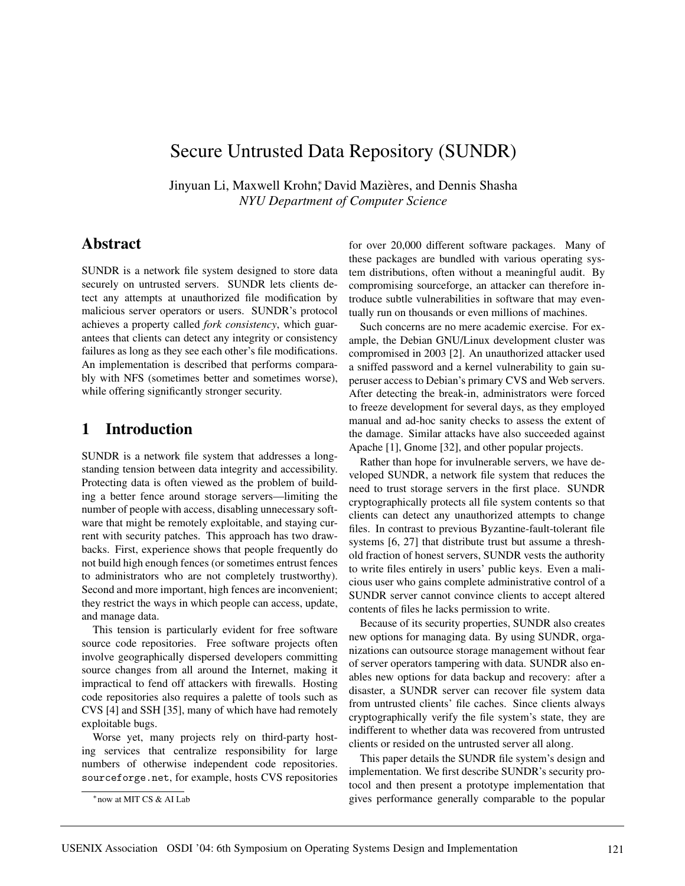# Secure Untrusted Data Repository (SUNDR)

Jinyuan Li, Maxwell Krohn*, David Mazières, and Dennis Shasha
*NYU Department of Computer Science*

## Abstract

SUNDR is a network file system designed to store data securely on untrusted servers. SUNDR lets clients detect any attempts at unauthorized file modification by malicious server operators or users. SUNDR's protocol achieves a property called *fork consistency*, which guarantees that clients can detect any integrity or consistency failures as long as they see each other's file modifications. An implementation is described that performs comparably with NFS (sometimes better and sometimes worse), while offering significantly stronger security.

## 1 Introduction

SUNDR is a network file system that addresses a longstanding tension between data integrity and accessibility. Protecting data is often viewed as the problem of building a better fence around storage servers—limiting the number of people with access, disabling unnecessary software that might be remotely exploitable, and staying current with security patches. This approach has two drawbacks. First, experience shows that people frequently do not build high enough fences (or sometimes entrust fences to administrators who are not completely trustworthy). Second and more important, high fences are inconvenient; they restrict the ways in which people can access, update, and manage data.

This tension is particularly evident for free software source code repositories. Free software projects often involve geographically dispersed developers committing source changes from all around the Internet, making it impractical to fend off attackers with firewalls. Hosting code repositories also requires a palette of tools such as CVS [4] and SSH [35], many of which have had remotely exploitable bugs.

Worse yet, many projects rely on third-party hosting services that centralize responsibility for large numbers of otherwise independent code repositories. sourceforge.net, for example, hosts CVS repositories for over 20,000 different software packages. Many of these packages are bundled with various operating system distributions, often without a meaningful audit. By compromising sourceforge, an attacker can therefore introduce subtle vulnerabilities in software that may eventually run on thousands or even millions of machines.

Such concerns are no mere academic exercise. For example, the Debian GNU/Linux development cluster was compromised in 2003 [2]. An unauthorized attacker used a sniffed password and a kernel vulnerability to gain superuser access to Debian's primary CVS and Web servers. After detecting the break-in, administrators were forced to freeze development for several days, as they employed manual and ad-hoc sanity checks to assess the extent of the damage. Similar attacks have also succeeded against Apache [1], Gnome [32], and other popular projects.

Rather than hope for invulnerable servers, we have developed SUNDR, a network file system that reduces the need to trust storage servers in the first place. SUNDR cryptographically protects all file system contents so that clients can detect any unauthorized attempts to change files. In contrast to previous Byzantine-fault-tolerant file systems [6, 27] that distribute trust but assume a threshold fraction of honest servers, SUNDR vests the authority to write files entirely in users' public keys. Even a malicious user who gains complete administrative control of a SUNDR server cannot convince clients to accept altered contents of files he lacks permission to write.

Because of its security properties, SUNDR also creates new options for managing data. By using SUNDR, organizations can outsource storage management without fear of server operators tampering with data. SUNDR also enables new options for data backup and recovery: after a disaster, a SUNDR server can recover file system data from untrusted clients' file caches. Since clients always cryptographically verify the file system's state, they are indifferent to whether data was recovered from untrusted clients or resided on the untrusted server all along.

This paper details the SUNDR file system's design and implementation. We first describe SUNDR's security protocol and then present a prototype implementation that gives performance generally comparable to the popular

*now at MIT CS & AI Lab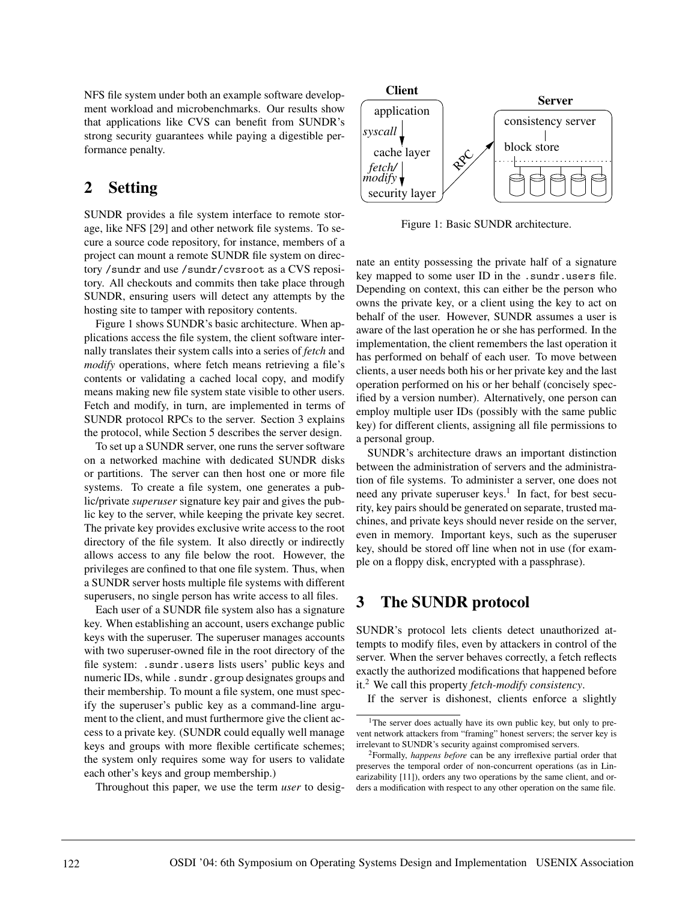NFS file system under both an example software development workload and microbenchmarks. Our results show that applications like CVS can benefit from SUNDR's strong security guarantees while paying a digestible performance penalty.

## 2 Setting

SUNDR provides a file system interface to remote storage, like NFS [29] and other network file systems. To secure a source code repository, for instance, members of a project can mount a remote SUNDR file system on directory /sundr and use /sundr/cvsroot as a CVS repository. All checkouts and commits then take place through SUNDR, ensuring users will detect any attempts by the hosting site to tamper with repository contents.

Figure 1 shows SUNDR's basic architecture. When applications access the file system, the client software internally translates their system calls into a series of *fetch* and *modify* operations, where fetch means retrieving a file's contents or validating a cached local copy, and modify means making new file system state visible to other users. Fetch and modify, in turn, are implemented in terms of SUNDR protocol RPCs to the server. Section 3 explains the protocol, while Section 5 describes the server design.

To set up a SUNDR server, one runs the server software on a networked machine with dedicated SUNDR disks or partitions. The server can then host one or more file systems. To create a file system, one generates a public/private *superuser* signature key pair and gives the public key to the server, while keeping the private key secret. The private key provides exclusive write access to the root directory of the file system. It also directly or indirectly allows access to any file below the root. However, the privileges are confined to that one file system. Thus, when a SUNDR server hosts multiple file systems with different superusers, no single person has write access to all files.

Each user of a SUNDR file system also has a signature key. When establishing an account, users exchange public keys with the superuser. The superuser manages accounts with two superuser-owned file in the root directory of the file system: .sundr.users lists users' public keys and numeric IDs, while .sundr.group designates groups and their membership. To mount a file system, one must specify the superuser's public key as a command-line argument to the client, and must furthermore give the client access to a private key. (SUNDR could equally well manage keys and groups with more flexible certificate schemes; the system only requires some way for users to validate each other's keys and group membership.)

Throughout this paper, we use the term *user* to designate an entity possessing the private half of a signature key mapped to some user ID in the .sundr.users file. Depending on context, this can either be the person who owns the private key, or a client using the key to act on behalf of the user. However, SUNDR assumes a user is aware of the last operation he or she has performed. In the implementation, the client remembers the last operation it has performed on behalf of each user. To move between clients, a user needs both his or her private key and the last operation performed on his or her behalf (concisely specified by a version number). Alternatively, one person can employ multiple user IDs (possibly with the same public key) for different clients, assigning all file permissions to a personal group.

**Client**: application → (*syscall*) → cache layer → (*fetch/modify*) → security layer — RPC → **Server**: consistency server, block store

Figure 1: Basic SUNDR architecture.

SUNDR's architecture draws an important distinction between the administration of servers and the administration of file systems. To administer a server, one does not need any private superuser keys.[1] In fact, for best security, key pairs should be generated on separate, trusted machines, and private keys should never reside on the server, even in memory. Important keys, such as the superuser key, should be stored off line when not in use (for example on a floppy disk, encrypted with a passphrase).

## 3 The SUNDR protocol

SUNDR's protocol lets clients detect unauthorized attempts to modify files, even by attackers in control of the server. When the server behaves correctly, a fetch reflects exactly the authorized modifications that happened before it.[2] We call this property *fetch-modify consistency*.

If the server is dishonest, clients enforce a slightly

---

[1] The server does actually have its own public key, but only to prevent network attackers from "framing" honest servers; the server key is irrelevant to SUNDR's security against compromised servers.

[2] Formally, *happens before* can be any irreflexive partial order that preserves the temporal order of non-concurrent operations (as in Linearizability [11]), orders any two operations by the same client, and orders a modification with respect to any other operation on the same file.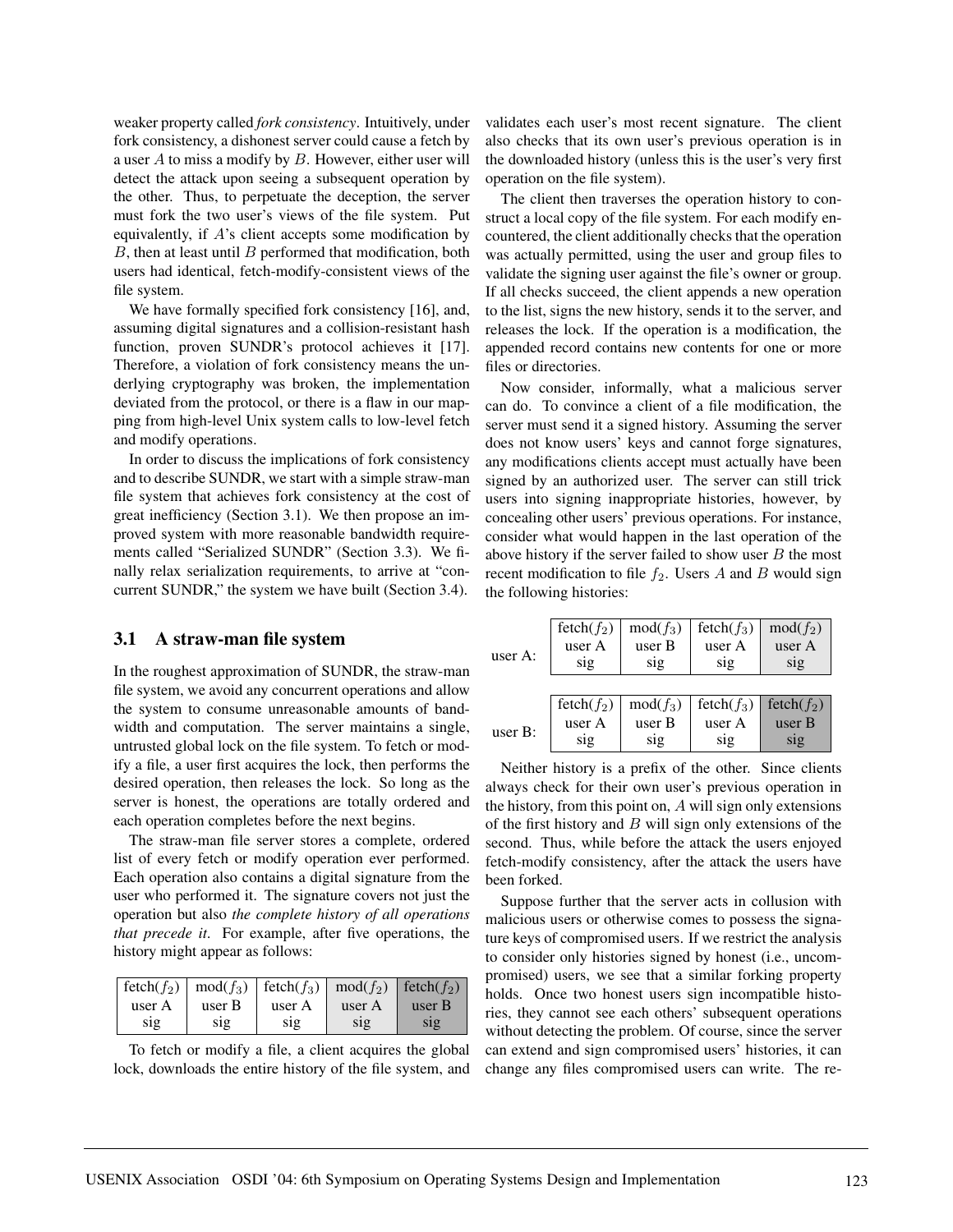weaker property called *fork consistency*. Intuitively, under fork consistency, a dishonest server could cause a fetch by a user $A$ to miss a modify by $B$. However, either user will detect the attack upon seeing a subsequent operation by the other. Thus, to perpetuate the deception, the server must fork the two user's views of the file system. Put equivalently, if $A$'s client accepts some modification by $B$, then at least until $B$ performed that modification, both users had identical, fetch-modify-consistent views of the file system.

We have formally specified fork consistency [16], and, assuming digital signatures and a collision-resistant hash function, proven SUNDR's protocol achieves it [17]. Therefore, a violation of fork consistency means the underlying cryptography was broken, the implementation deviated from the protocol, or there is a flaw in our mapping from high-level Unix system calls to low-level fetch and modify operations.

In order to discuss the implications of fork consistency and to describe SUNDR, we start with a simple straw-man file system that achieves fork consistency at the cost of great inefficiency (Section 3.1). We then propose an improved system with more reasonable bandwidth requirements called "Serialized SUNDR" (Section 3.3). We finally relax serialization requirements, to arrive at "concurrent SUNDR," the system we have built (Section 3.4).

### 3.1 A straw-man file system

In the roughest approximation of SUNDR, the straw-man file system, we avoid any concurrent operations and allow the system to consume unreasonable amounts of bandwidth and computation. The server maintains a single, untrusted global lock on the file system. To fetch or modify a file, a user first acquires the lock, then performs the desired operation, then releases the lock. So long as the server is honest, the operations are totally ordered and each operation completes before the next begins.

The straw-man file server stores a complete, ordered list of every fetch or modify operation ever performed. Each operation also contains a digital signature from the user who performed it. The signature covers not just the operation but also *the complete history of all operations that precede it*. For example, after five operations, the history might appear as follows:

| fetch($f_2$) | mod($f_3$) | fetch($f_3$) | mod($f_2$) | fetch($f_2$) |
|---|---|---|---|---|
| user A | user B | user A | user A | user B |
| sig | sig | sig | sig | sig |

To fetch or modify a file, a client acquires the global lock, downloads the entire history of the file system, and validates each user's most recent signature. The client also checks that its own user's previous operation is in the downloaded history (unless this is the user's very first operation on the file system).

The client then traverses the operation history to construct a local copy of the file system. For each modify encountered, the client additionally checks that the operation was actually permitted, using the user and group files to validate the signing user against the file's owner or group. If all checks succeed, the client appends a new operation to the list, signs the new history, sends it to the server, and releases the lock. If the operation is a modification, the appended record contains new contents for one or more files or directories.

Now consider, informally, what a malicious server can do. To convince a client of a file modification, the server must send it a signed history. Assuming the server does not know users' keys and cannot forge signatures, any modifications clients accept must actually have been signed by an authorized user. The server can still trick users into signing inappropriate histories, however, by concealing other users' previous operations. For instance, consider what would happen in the last operation of the above history if the server failed to show user $B$ the most recent modification to file $f_2$. Users $A$ and $B$ would sign the following histories:

user A:

| fetch($f_2$) | mod($f_3$) | fetch($f_3$) | mod($f_2$) |
|---|---|---|---|
| user A | user B | user A | user A |
| sig | sig | sig | sig |

user B:

| fetch($f_2$) | mod($f_3$) | fetch($f_3$) | fetch($f_2$) |
|---|---|---|---|
| user A | user B | user A | user B |
| sig | sig | sig | sig |

Neither history is a prefix of the other. Since clients always check for their own user's previous operation in the history, from this point on, $A$ will sign only extensions of the first history and $B$ will sign only extensions of the second. Thus, while before the attack the users enjoyed fetch-modify consistency, after the attack the users have been forked.

Suppose further that the server acts in collusion with malicious users or otherwise comes to possess the signature keys of compromised users. If we restrict the analysis to consider only histories signed by honest (i.e., uncompromised) users, we see that a similar forking property holds. Once two honest users sign incompatible histories, they cannot see each others' subsequent operations without detecting the problem. Of course, since the server can extend and sign compromised users' histories, it can change any files compromised users can write. The re-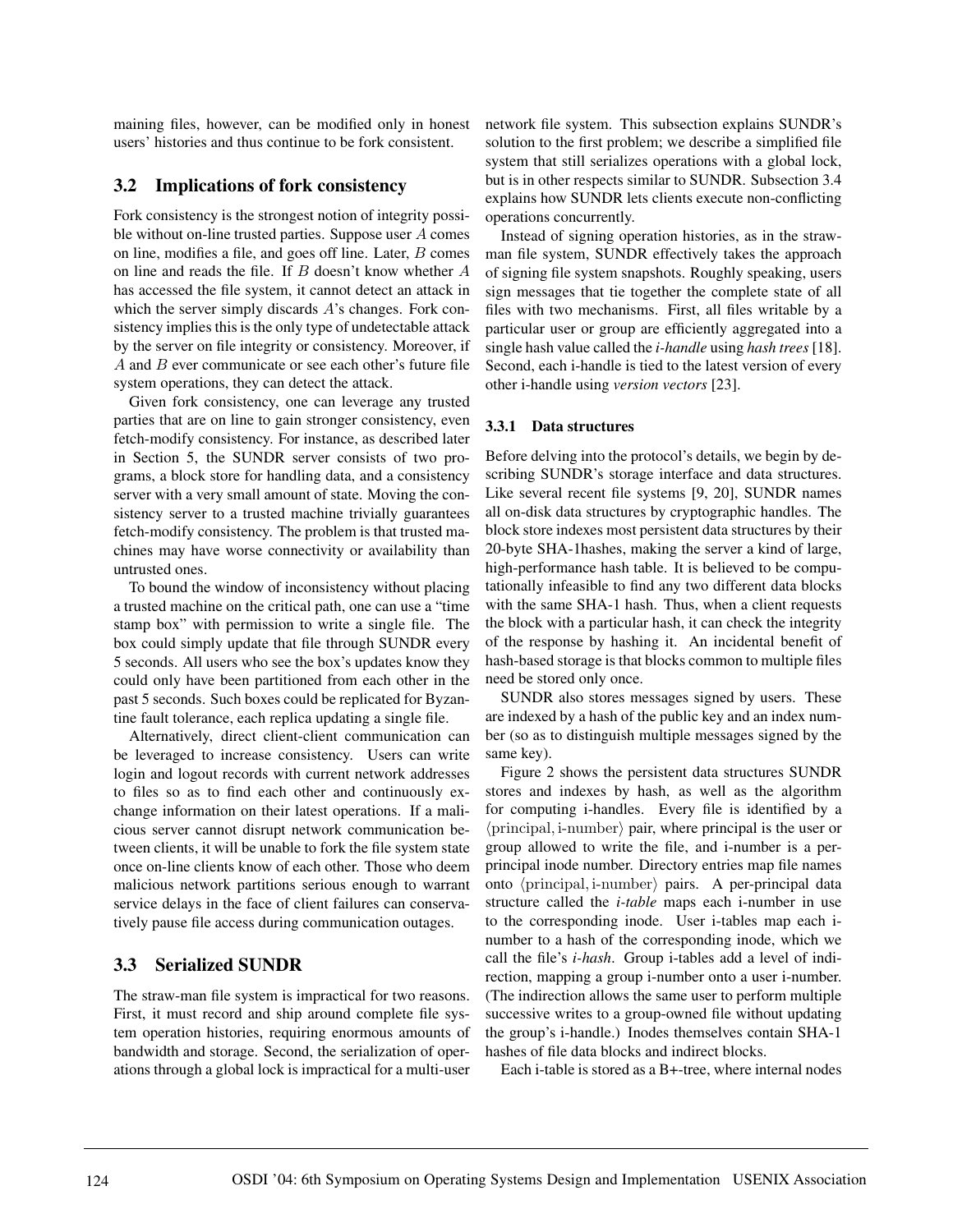maining files, however, can be modified only in honest users' histories and thus continue to be fork consistent.

## 3.2 Implications of fork consistency

Fork consistency is the strongest notion of integrity possible without on-line trusted parties. Suppose user $A$ comes on line, modifies a file, and goes off line. Later, $B$ comes on line and reads the file. If $B$ doesn't know whether $A$ has accessed the file system, it cannot detect an attack in which the server simply discards $A$'s changes. Fork consistency implies this is the only type of undetectable attack by the server on file integrity or consistency. Moreover, if $A$ and $B$ ever communicate or see each other's future file system operations, they can detect the attack.

Given fork consistency, one can leverage any trusted parties that are on line to gain stronger consistency, even fetch-modify consistency. For instance, as described later in Section 5, the SUNDR server consists of two programs, a block store for handling data, and a consistency server with a very small amount of state. Moving the consistency server to a trusted machine trivially guarantees fetch-modify consistency. The problem is that trusted machines may have worse connectivity or availability than untrusted ones.

To bound the window of inconsistency without placing a trusted machine on the critical path, one can use a "time stamp box" with permission to write a single file. The box could simply update that file through SUNDR every 5 seconds. All users who see the box's updates know they could only have been partitioned from each other in the past 5 seconds. Such boxes could be replicated for Byzantine fault tolerance, each replica updating a single file.

Alternatively, direct client-client communication can be leveraged to increase consistency. Users can write login and logout records with current network addresses to files so as to find each other and continuously exchange information on their latest operations. If a malicious server cannot disrupt network communication between clients, it will be unable to fork the file system state once on-line clients know of each other. Those who deem malicious network partitions serious enough to warrant service delays in the face of client failures can conservatively pause file access during communication outages.

## 3.3 Serialized SUNDR

The straw-man file system is impractical for two reasons. First, it must record and ship around complete file system operation histories, requiring enormous amounts of bandwidth and storage. Second, the serialization of operations through a global lock is impractical for a multi-user network file system. This subsection explains SUNDR's solution to the first problem; we describe a simplified file system that still serializes operations with a global lock, but is in other respects similar to SUNDR. Subsection 3.4 explains how SUNDR lets clients execute non-conflicting operations concurrently.

Instead of signing operation histories, as in the straw-man file system, SUNDR effectively takes the approach of signing file system snapshots. Roughly speaking, users sign messages that tie together the complete state of all files with two mechanisms. First, all files writable by a particular user or group are efficiently aggregated into a single hash value called the *i-handle* using *hash trees* [18]. Second, each i-handle is tied to the latest version of every other i-handle using *version vectors* [23].

### 3.3.1 Data structures

Before delving into the protocol's details, we begin by describing SUNDR's storage interface and data structures. Like several recent file systems [9, 20], SUNDR names all on-disk data structures by cryptographic handles. The block store indexes most persistent data structures by their 20-byte SHA-1hashes, making the server a kind of large, high-performance hash table. It is believed to be computationally infeasible to find any two different data blocks with the same SHA-1 hash. Thus, when a client requests the block with a particular hash, it can check the integrity of the response by hashing it. An incidental benefit of hash-based storage is that blocks common to multiple files need be stored only once.

SUNDR also stores messages signed by users. These are indexed by a hash of the public key and an index number (so as to distinguish multiple messages signed by the same key).

Figure 2 shows the persistent data structures SUNDR stores and indexes by hash, as well as the algorithm for computing i-handles. Every file is identified by a $\langle \text{principal}, \text{i-number} \rangle$ pair, where principal is the user or group allowed to write the file, and i-number is a per-principal inode number. Directory entries map file names onto $\langle \text{principal}, \text{i-number} \rangle$ pairs. A per-principal data structure called the *i-table* maps each i-number in use to the corresponding inode. User i-tables map each i-number to a hash of the corresponding inode, which we call the file's *i-hash*. Group i-tables add a level of indirection, mapping a group i-number onto a user i-number. (The indirection allows the same user to perform multiple successive writes to a group-owned file without updating the group's i-handle.) Inodes themselves contain SHA-1 hashes of file data blocks and indirect blocks.

Each i-table is stored as a B+-tree, where internal nodes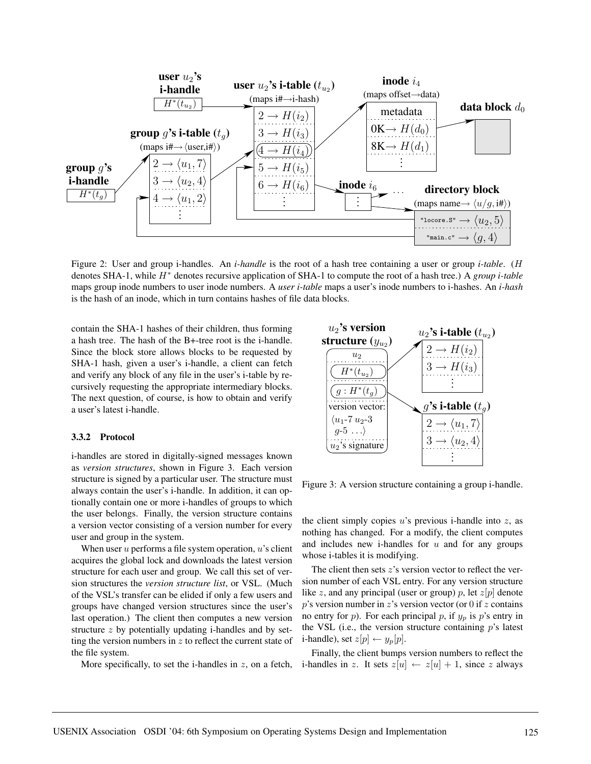Figure 2: User and group i-handles. An *i-handle* is the root of a hash tree containing a user or group *i-table*. ($H$ denotes SHA-1, while $H^*$ denotes recursive application of SHA-1 to compute the root of a hash tree.) A *group i-table* maps group inode numbers to user inode numbers. A *user i-table* maps a user's inode numbers to i-hashes. An *i-hash* is the hash of an inode, which in turn contains hashes of file data blocks.

contain the SHA-1 hashes of their children, thus forming a hash tree. The hash of the B+-tree root is the i-handle. Since the block store allows blocks to be requested by SHA-1 hash, given a user's i-handle, a client can fetch and verify any block of any file in the user's i-table by recursively requesting the appropriate intermediary blocks. The next question, of course, is how to obtain and verify a user's latest i-handle.

### 3.3.2 Protocol

i-handles are stored in digitally-signed messages known as *version structures*, shown in Figure 3. Each version structure is signed by a particular user. The structure must always contain the user's i-handle. In addition, it can optionally contain one or more i-handles of groups to which the user belongs. Finally, the version structure contains a version vector consisting of a version number for every user and group in the system.

When user $u$ performs a file system operation, $u$'s client acquires the global lock and downloads the latest version structure for each user and group. We call this set of version structures the *version structure list*, or VSL. (Much of the VSL's transfer can be elided if only a few users and groups have changed version structures since the user's last operation.) The client then computes a new version structure $z$ by potentially updating i-handles and by setting the version numbers in $z$ to reflect the current state of the file system.

More specifically, to set the i-handles in $z$, on a fetch, the client simply copies $u$'s previous i-handle into $z$, as nothing has changed. For a modify, the client computes and includes new i-handles for $u$ and for any groups whose i-tables it is modifying.

Figure 3: A version structure containing a group i-handle.

The client then sets $z$'s version vector to reflect the version number of each VSL entry. For any version structure like $z$, and any principal (user or group) $p$, let $z[p]$ denote $p$'s version number in $z$'s version vector (or 0 if $z$ contains no entry for $p$). For each principal $p$, if $y_p$ is $p$'s entry in the VSL (i.e., the version structure containing $p$'s latest i-handle), set $z[p] \leftarrow y_p[p]$.

Finally, the client bumps version numbers to reflect the i-handles in $z$. It sets $z[u] \leftarrow z[u] + 1$, since $z$ always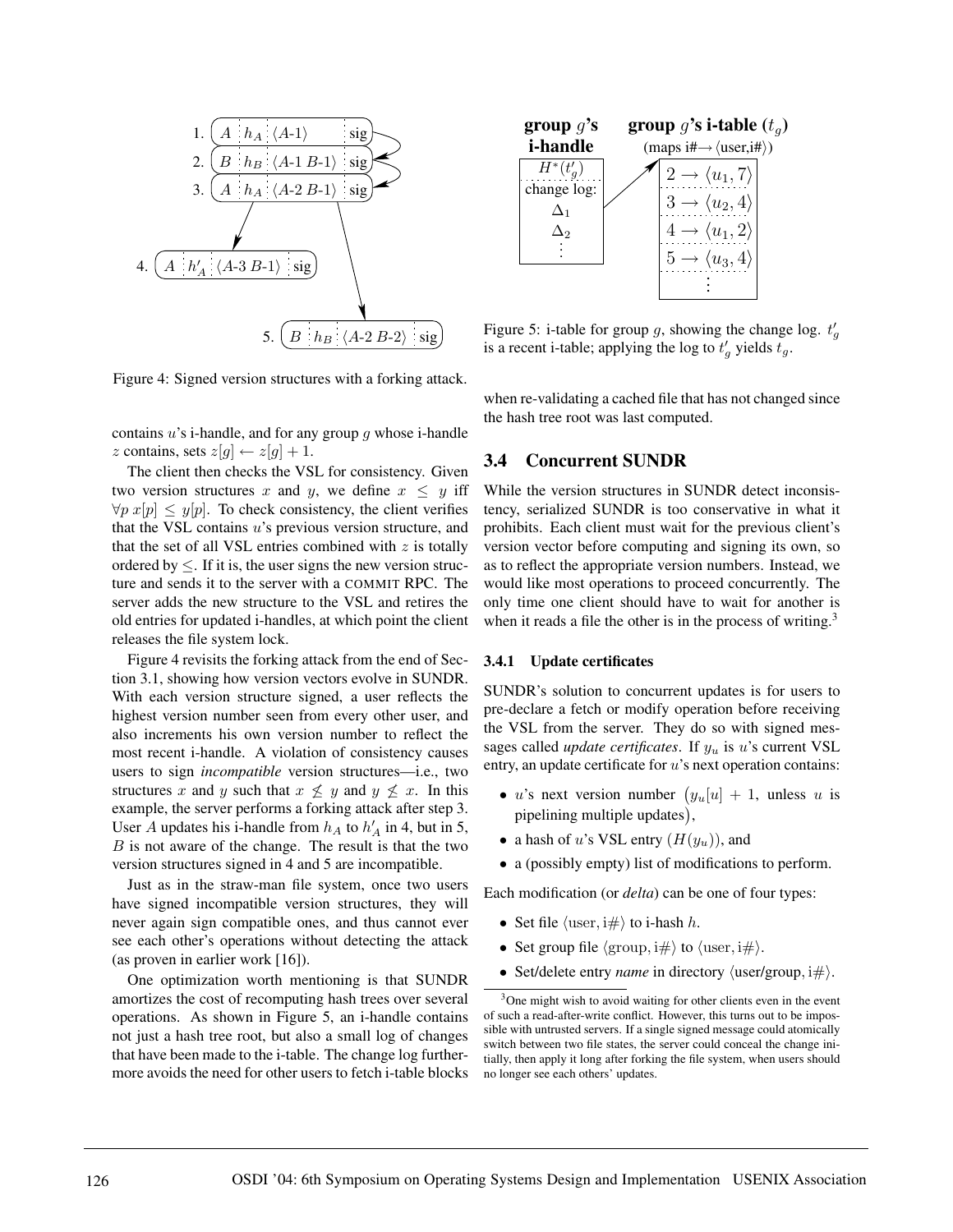Figure 4: Signed version structures with a forking attack.

contains $u$'s i-handle, and for any group $g$ whose i-handle $z$ contains, sets $z[g] \leftarrow z[g] + 1$.

The client then checks the VSL for consistency. Given two version structures $x$ and $y$, we define $x \leq y$ iff $\forall p\ x[p] \leq y[p]$. To check consistency, the client verifies that the VSL contains $u$'s previous version structure, and that the set of all VSL entries combined with $z$ is totally ordered by $\leq$. If it is, the user signs the new version structure and sends it to the server with a COMMIT RPC. The server adds the new structure to the VSL and retires the old entries for updated i-handles, at which point the client releases the file system lock.

Figure 4 revisits the forking attack from the end of Section 3.1, showing how version vectors evolve in SUNDR. With each version structure signed, a user reflects the highest version number seen from every other user, and also increments his own version number to reflect the most recent i-handle. A violation of consistency causes users to sign *incompatible* version structures—i.e., two structures $x$ and $y$ such that $x \not\leq y$ and $y \not\leq x$. In this example, the server performs a forking attack after step 3. User $A$ updates his i-handle from $h_A$ to $h'_A$ in 4, but in 5, $B$ is not aware of the change. The result is that the two version structures signed in 4 and 5 are incompatible.

Just as in the straw-man file system, once two users have signed incompatible version structures, they will never again sign compatible ones, and thus cannot ever see each other's operations without detecting the attack (as proven in earlier work [16]).

One optimization worth mentioning is that SUNDR amortizes the cost of recomputing hash trees over several operations. As shown in Figure 5, an i-handle contains not just a hash tree root, but also a small log of changes that have been made to the i-table. The change log furthermore avoids the need for other users to fetch i-table blocks when re-validating a cached file that has not changed since the hash tree root was last computed.

Figure 5: i-table for group $g$, showing the change log. $t'_g$ is a recent i-table; applying the log to $t'_g$ yields $t_g$.

## 3.4 Concurrent SUNDR

While the version structures in SUNDR detect inconsistency, serialized SUNDR is too conservative in what it prohibits. Each client must wait for the previous client's version vector before computing and signing its own, so as to reflect the appropriate version numbers. Instead, we would like most operations to proceed concurrently. The only time one client should have to wait for another is when it reads a file the other is in the process of writing.[3]

### 3.4.1 Update certificates

SUNDR's solution to concurrent updates is for users to pre-declare a fetch or modify operation before receiving the VSL from the server. They do so with signed messages called *update certificates*. If $y_u$ is $u$'s current VSL entry, an update certificate for $u$'s next operation contains:

- $u$'s next version number $\big(y_u[u] + 1$, unless $u$ is pipelining multiple updates$\big)$,
- a hash of $u$'s VSL entry ($H(y_u)$), and
- a (possibly empty) list of modifications to perform.

Each modification (or *delta*) can be one of four types:

- Set file $\langle \text{user}, \text{i\#} \rangle$ to i-hash $h$.
- Set group file $\langle \text{group}, \text{i\#} \rangle$ to $\langle \text{user}, \text{i\#} \rangle$.
- Set/delete entry *name* in directory $\langle$user/group, i#$\rangle$.

[3] One might wish to avoid waiting for other clients even in the event of such a read-after-write conflict. However, this turns out to be impossible with untrusted servers. If a single signed message could atomically switch between two file states, the server could conceal the change initially, then apply it long after forking the file system, when users should no longer see each others' updates.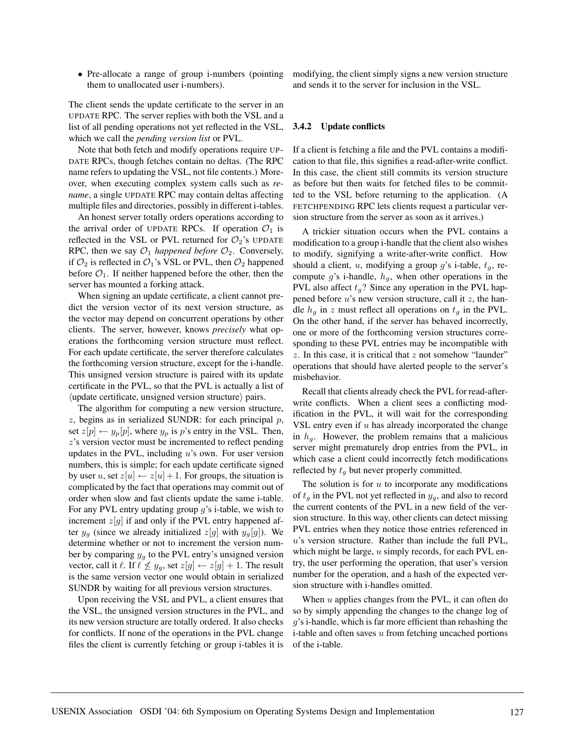- Pre-allocate a range of group i-numbers (pointing them to unallocated user i-numbers).

The client sends the update certificate to the server in an UPDATE RPC. The server replies with both the VSL and a list of all pending operations not yet reflected in the VSL, which we call the *pending version list* or PVL.

Note that both fetch and modify operations require UPDATE RPCs, though fetches contain no deltas. (The RPC name refers to updating the VSL, not file contents.) Moreover, when executing complex system calls such as *rename*, a single UPDATE RPC may contain deltas affecting multiple files and directories, possibly in different i-tables.

An honest server totally orders operations according to the arrival order of UPDATE RPCs. If operation $\mathcal{O}_1$ is reflected in the VSL or PVL returned for $\mathcal{O}_2$'s UPDATE RPC, then we say $\mathcal{O}_1$ *happened before* $\mathcal{O}_2$. Conversely, if $\mathcal{O}_2$ is reflected in $\mathcal{O}_1$'s VSL or PVL, then $\mathcal{O}_2$ happened before $\mathcal{O}_1$. If neither happened before the other, then the server has mounted a forking attack.

When signing an update certificate, a client cannot predict the version vector of its next version structure, as the vector may depend on concurrent operations by other clients. The server, however, knows *precisely* what operations the forthcoming version structure must reflect. For each update certificate, the server therefore calculates the forthcoming version structure, except for the i-handle. This unsigned version structure is paired with its update certificate in the PVL, so that the PVL is actually a list of $\langle$update certificate, unsigned version structure$\rangle$ pairs.

The algorithm for computing a new version structure, $z$, begins as in serialized SUNDR: for each principal $p$, set $z[p] \leftarrow y_p[p]$, where $y_p$ is $p$'s entry in the VSL. Then, $z$'s version vector must be incremented to reflect pending updates in the PVL, including $u$'s own. For user version numbers, this is simple; for each update certificate signed by user $u$, set $z[u] \leftarrow z[u] + 1$. For groups, the situation is complicated by the fact that operations may commit out of order when slow and fast clients update the same i-table. For any PVL entry updating group $g$'s i-table, we wish to increment $z[g]$ if and only if the PVL entry happened after $y_g$ (since we already initialized $z[g]$ with $y_g[g]$). We determine whether or not to increment the version number by comparing $y_g$ to the PVL entry's unsigned version vector, call it $\ell$. If $\ell \not\leq y_g$, set $z[g] \leftarrow z[g] + 1$. The result is the same version vector one would obtain in serialized SUNDR by waiting for all previous version structures.

Upon receiving the VSL and PVL, a client ensures that the VSL, the unsigned version structures in the PVL, and its new version structure are totally ordered. It also checks for conflicts. If none of the operations in the PVL change files the client is currently fetching or group i-tables it is modifying, the client simply signs a new version structure and sends it to the server for inclusion in the VSL.

### 3.4.2 Update conflicts

If a client is fetching a file and the PVL contains a modification to that file, this signifies a read-after-write conflict. In this case, the client still commits its version structure as before but then waits for fetched files to be committed to the VSL before returning to the application. (A FETCHPENDING RPC lets clients request a particular version structure from the server as soon as it arrives.)

A trickier situation occurs when the PVL contains a modification to a group i-handle that the client also wishes to modify, signifying a write-after-write conflict. How should a client, $u$, modifying a group $g$'s i-table, $t_g$, recompute $g$'s i-handle, $h_g$, when other operations in the PVL also affect $t_g$? Since any operation in the PVL happened before $u$'s new version structure, call it $z$, the handle $h_g$ in $z$ must reflect all operations on $t_g$ in the PVL. On the other hand, if the server has behaved incorrectly, one or more of the forthcoming version structures corresponding to these PVL entries may be incompatible with $z$. In this case, it is critical that $z$ not somehow "launder" operations that should have alerted people to the server's misbehavior.

Recall that clients already check the PVL for read-after-write conflicts. When a client sees a conflicting modification in the PVL, it will wait for the corresponding VSL entry even if $u$ has already incorporated the change in $h_g$. However, the problem remains that a malicious server might prematurely drop entries from the PVL, in which case a client could incorrectly fetch modifications reflected by $t_g$ but never properly committed.

The solution is for $u$ to incorporate any modifications of $t_g$ in the PVL not yet reflected in $y_g$, and also to record the current contents of the PVL in a new field of the version structure. In this way, other clients can detect missing PVL entries when they notice those entries referenced in $u$'s version structure. Rather than include the full PVL, which might be large, $u$ simply records, for each PVL entry, the user performing the operation, that user's version number for the operation, and a hash of the expected version structure with i-handles omitted.

When $u$ applies changes from the PVL, it can often do so by simply appending the changes to the change log of $g$'s i-handle, which is far more efficient than rehashing the i-table and often saves $u$ from fetching uncached portions of the i-table.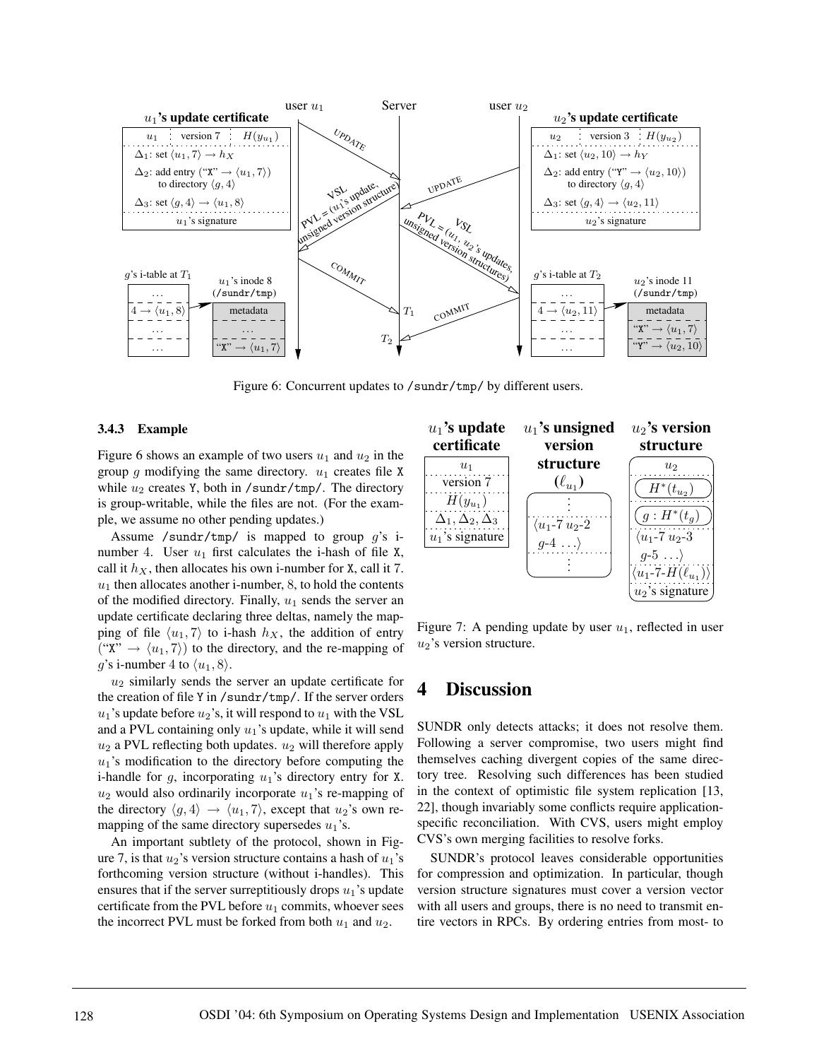Figure 6: Concurrent updates to /sundr/tmp/ by different users.

### 3.4.3 Example

Figure 6 shows an example of two users $u_1$ and $u_2$ in the group $g$ modifying the same directory. $u_1$ creates file X while $u_2$ creates Y, both in /sundr/tmp/. The directory is group-writable, while the files are not. (For the example, we assume no other pending updates.)

Assume /sundr/tmp/ is mapped to group $g$'s i-number 4. User $u_1$ first calculates the i-hash of file X, call it $h_X$, then allocates his own i-number for X, call it 7. $u_1$ then allocates another i-number, 8, to hold the contents of the modified directory. Finally, $u_1$ sends the server an update certificate declaring three deltas, namely the mapping of file $\langle u_1, 7\rangle$ to i-hash $h_X$, the addition of entry ("X" $\rightarrow \langle u_1, 7\rangle$) to the directory, and the re-mapping of $g$'s i-number 4 to $\langle u_1, 8\rangle$.

$u_2$ similarly sends the server an update certificate for the creation of file Y in /sundr/tmp/. If the server orders $u_1$'s update before $u_2$'s, it will respond to $u_1$ with the VSL and a PVL containing only $u_1$'s update, while it will send $u_2$ a PVL reflecting both updates. $u_2$ will therefore apply $u_1$'s modification to the directory before computing the i-handle for $g$, incorporating $u_1$'s directory entry for X. $u_2$ would also ordinarily incorporate $u_1$'s re-mapping of the directory $\langle g, 4\rangle \rightarrow \langle u_1, 7\rangle$, except that $u_2$'s own re-mapping of the same directory supersedes $u_1$'s.

An important subtlety of the protocol, shown in Figure 7, is that $u_2$'s version structure contains a hash of $u_1$'s forthcoming version structure (without i-handles). This ensures that if the server surreptitiously drops $u_1$'s update certificate from the PVL before $u_1$ commits, whoever sees the incorrect PVL must be forked from both $u_1$ and $u_2$.

Figure 7: A pending update by user $u_1$, reflected in user $u_2$'s version structure.

# 4 Discussion

SUNDR only detects attacks; it does not resolve them. Following a server compromise, two users might find themselves caching divergent copies of the same directory tree. Resolving such differences has been studied in the context of optimistic file system replication [13, 22], though invariably some conflicts require application-specific reconciliation. With CVS, users might employ CVS's own merging facilities to resolve forks.

SUNDR's protocol leaves considerable opportunities for compression and optimization. In particular, though version structure signatures must cover a version vector with all users and groups, there is no need to transmit entire vectors in RPCs. By ordering entries from most- to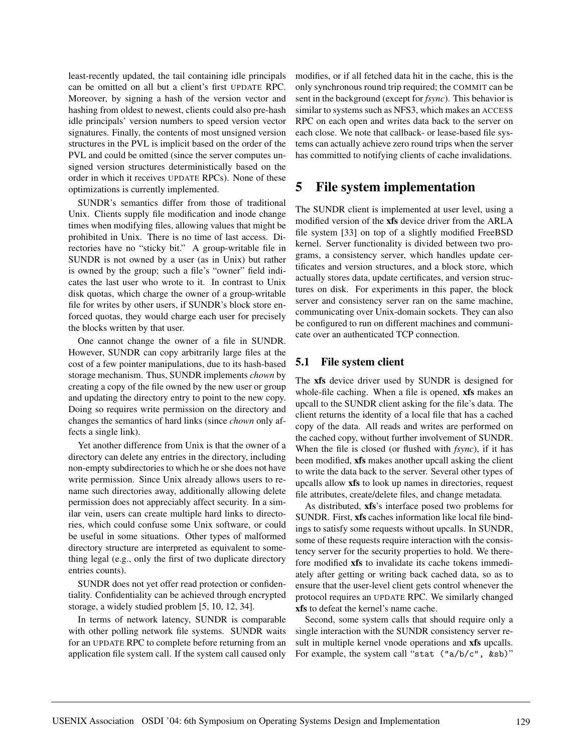least-recently updated, the tail containing idle principals can be omitted on all but a client's first UPDATE RPC. Moreover, by signing a hash of the version vector and hashing from oldest to newest, clients could also pre-hash idle principals' version numbers to speed version vector signatures. Finally, the contents of most unsigned version structures in the PVL is implicit based on the order of the PVL and could be omitted (since the server computes unsigned version structures deterministically based on the order in which it receives UPDATE RPCs). None of these optimizations is currently implemented.

SUNDR's semantics differ from those of traditional Unix. Clients supply file modification and inode change times when modifying files, allowing values that might be prohibited in Unix. There is no time of last access. Directories have no "sticky bit." A group-writable file in SUNDR is not owned by a user (as in Unix) but rather is owned by the group; such a file's "owner" field indicates the last user who wrote to it. In contrast to Unix disk quotas, which charge the owner of a group-writable file for writes by other users, if SUNDR's block store enforced quotas, they would charge each user for precisely the blocks written by that user.

One cannot change the owner of a file in SUNDR. However, SUNDR can copy arbitrarily large files at the cost of a few pointer manipulations, due to its hash-based storage mechanism. Thus, SUNDR implements *chown* by creating a copy of the file owned by the new user or group and updating the directory entry to point to the new copy. Doing so requires write permission on the directory and changes the semantics of hard links (since *chown* only affects a single link).

Yet another difference from Unix is that the owner of a directory can delete any entries in the directory, including non-empty subdirectories to which he or she does not have write permission. Since Unix already allows users to rename such directories away, additionally allowing delete permission does not appreciably affect security. In a similar vein, users can create multiple hard links to directories, which could confuse some Unix software, or could be useful in some situations. Other types of malformed directory structure are interpreted as equivalent to something legal (e.g., only the first of two duplicate directory entries counts).

SUNDR does not yet offer read protection or confidentiality. Confidentiality can be achieved through encrypted storage, a widely studied problem [5, 10, 12, 34].

In terms of network latency, SUNDR is comparable with other polling network file systems. SUNDR waits for an UPDATE RPC to complete before returning from an application file system call. If the system call caused only modifies, or if all fetched data hit in the cache, this is the only synchronous round trip required; the COMMIT can be sent in the background (except for *fsync*). This behavior is similar to systems such as NFS3, which makes an ACCESS RPC on each open and writes data back to the server on each close. We note that callback- or lease-based file systems can actually achieve zero round trips when the server has committed to notifying clients of cache invalidations.

# 5 File system implementation

The SUNDR client is implemented at user level, using a modified version of the **xfs** device driver from the ARLA file system [33] on top of a slightly modified FreeBSD kernel. Server functionality is divided between two programs, a consistency server, which handles update certificates and version structures, and a block store, which actually stores data, update certificates, and version structures on disk. For experiments in this paper, the block server and consistency server ran on the same machine, communicating over Unix-domain sockets. They can also be configured to run on different machines and communicate over an authenticated TCP connection.

## 5.1 File system client

The **xfs** device driver used by SUNDR is designed for whole-file caching. When a file is opened, **xfs** makes an upcall to the SUNDR client asking for the file's data. The client returns the identity of a local file that has a cached copy of the data. All reads and writes are performed on the cached copy, without further involvement of SUNDR. When the file is closed (or flushed with *fsync*), if it has been modified, **xfs** makes another upcall asking the client to write the data back to the server. Several other types of upcalls allow **xfs** to look up names in directories, request file attributes, create/delete files, and change metadata.

As distributed, **xfs**'s interface posed two problems for SUNDR. First, **xfs** caches information like local file bindings to satisfy some requests without upcalls. In SUNDR, some of these requests require interaction with the consistency server for the security properties to hold. We therefore modified **xfs** to invalidate its cache tokens immediately after getting or writing back cached data, so as to ensure that the user-level client gets control whenever the protocol requires an UPDATE RPC. We similarly changed **xfs** to defeat the kernel's name cache.

Second, some system calls that should require only a single interaction with the SUNDR consistency server result in multiple kernel vnode operations and **xfs** upcalls. For example, the system call "`stat ("a/b/c", &sb)`"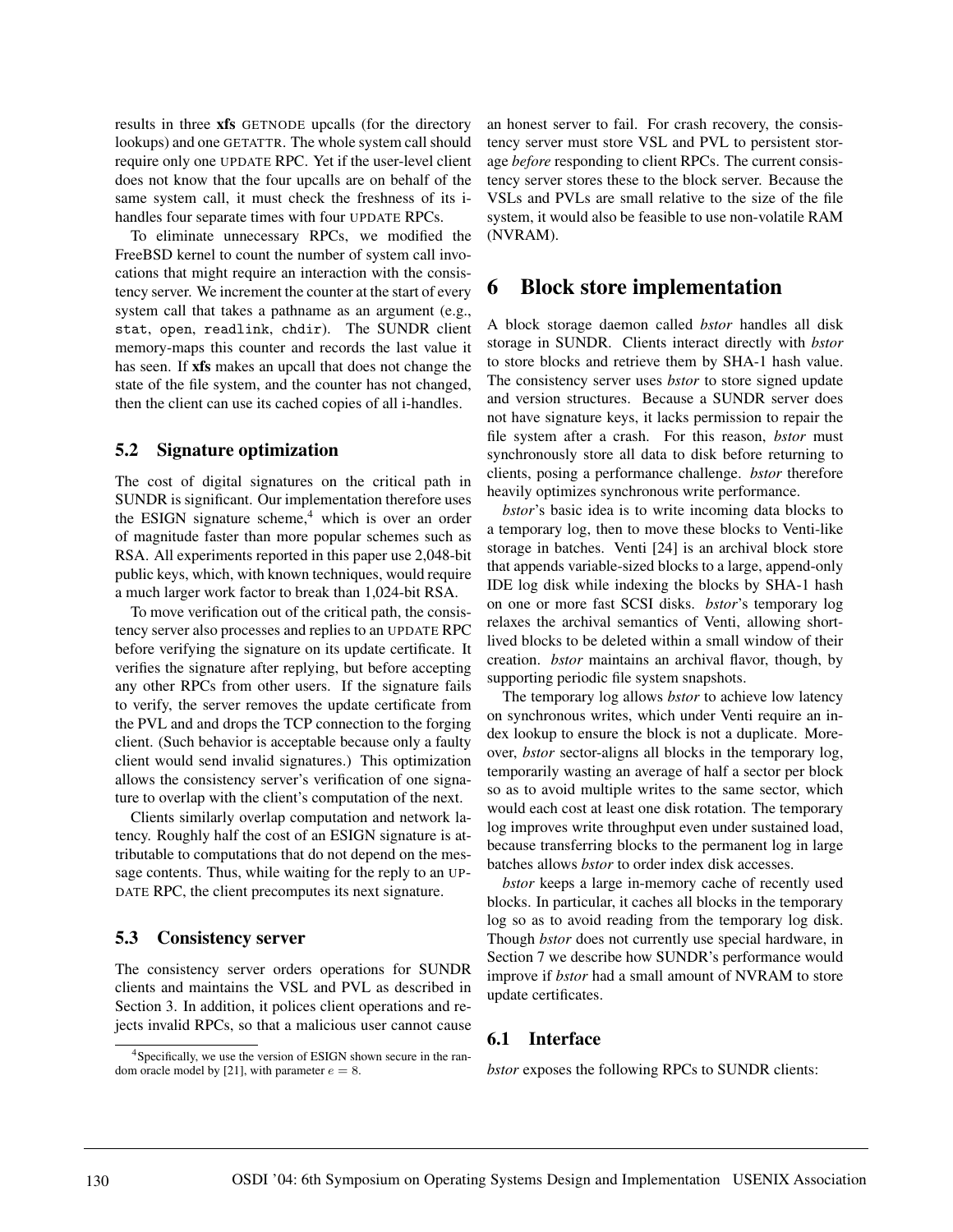results in three **xfs** GETNODE upcalls (for the directory lookups) and one GETATTR. The whole system call should require only one UPDATE RPC. Yet if the user-level client does not know that the four upcalls are on behalf of the same system call, it must check the freshness of its i-handles four separate times with four UPDATE RPCs.

To eliminate unnecessary RPCs, we modified the FreeBSD kernel to count the number of system call invocations that might require an interaction with the consistency server. We increment the counter at the start of every system call that takes a pathname as an argument (e.g., `stat`, `open`, `readlink`, `chdir`). The SUNDR client memory-maps this counter and records the last value it has seen. If **xfs** makes an upcall that does not change the state of the file system, and the counter has not changed, then the client can use its cached copies of all i-handles.

### 5.2 Signature optimization

The cost of digital signatures on the critical path in SUNDR is significant. Our implementation therefore uses the ESIGN signature scheme,[4] which is over an order of magnitude faster than more popular schemes such as RSA. All experiments reported in this paper use 2,048-bit public keys, which, with known techniques, would require a much larger work factor to break than 1,024-bit RSA.

To move verification out of the critical path, the consistency server also processes and replies to an UPDATE RPC before verifying the signature on its update certificate. It verifies the signature after replying, but before accepting any other RPCs from other users. If the signature fails to verify, the server removes the update certificate from the PVL and and drops the TCP connection to the forging client. (Such behavior is acceptable because only a faulty client would send invalid signatures.) This optimization allows the consistency server's verification of one signature to overlap with the client's computation of the next.

Clients similarly overlap computation and network latency. Roughly half the cost of an ESIGN signature is attributable to computations that do not depend on the message contents. Thus, while waiting for the reply to an UPDATE RPC, the client precomputes its next signature.

### 5.3 Consistency server

The consistency server orders operations for SUNDR clients and maintains the VSL and PVL as described in Section 3. In addition, it polices client operations and rejects invalid RPCs, so that a malicious user cannot cause an honest server to fail. For crash recovery, the consistency server must store VSL and PVL to persistent storage *before* responding to client RPCs. The current consistency server stores these to the block server. Because the VSLs and PVLs are small relative to the size of the file system, it would also be feasible to use non-volatile RAM (NVRAM).

[4] Specifically, we use the version of ESIGN shown secure in the random oracle model by [21], with parameter $e = 8$.

## 6 Block store implementation

A block storage daemon called *bstor* handles all disk storage in SUNDR. Clients interact directly with *bstor* to store blocks and retrieve them by SHA-1 hash value. The consistency server uses *bstor* to store signed update and version structures. Because a SUNDR server does not have signature keys, it lacks permission to repair the file system after a crash. For this reason, *bstor* must synchronously store all data to disk before returning to clients, posing a performance challenge. *bstor* therefore heavily optimizes synchronous write performance.

*bstor*'s basic idea is to write incoming data blocks to a temporary log, then to move these blocks to Venti-like storage in batches. Venti [24] is an archival block store that appends variable-sized blocks to a large, append-only IDE log disk while indexing the blocks by SHA-1 hash on one or more fast SCSI disks. *bstor*'s temporary log relaxes the archival semantics of Venti, allowing short-lived blocks to be deleted within a small window of their creation. *bstor* maintains an archival flavor, though, by supporting periodic file system snapshots.

The temporary log allows *bstor* to achieve low latency on synchronous writes, which under Venti require an index lookup to ensure the block is not a duplicate. Moreover, *bstor* sector-aligns all blocks in the temporary log, temporarily wasting an average of half a sector per block so as to avoid multiple writes to the same sector, which would each cost at least one disk rotation. The temporary log improves write throughput even under sustained load, because transferring blocks to the permanent log in large batches allows *bstor* to order index disk accesses.

*bstor* keeps a large in-memory cache of recently used blocks. In particular, it caches all blocks in the temporary log so as to avoid reading from the temporary log disk. Though *bstor* does not currently use special hardware, in Section 7 we describe how SUNDR's performance would improve if *bstor* had a small amount of NVRAM to store update certificates.

### 6.1 Interface

*bstor* exposes the following RPCs to SUNDR clients: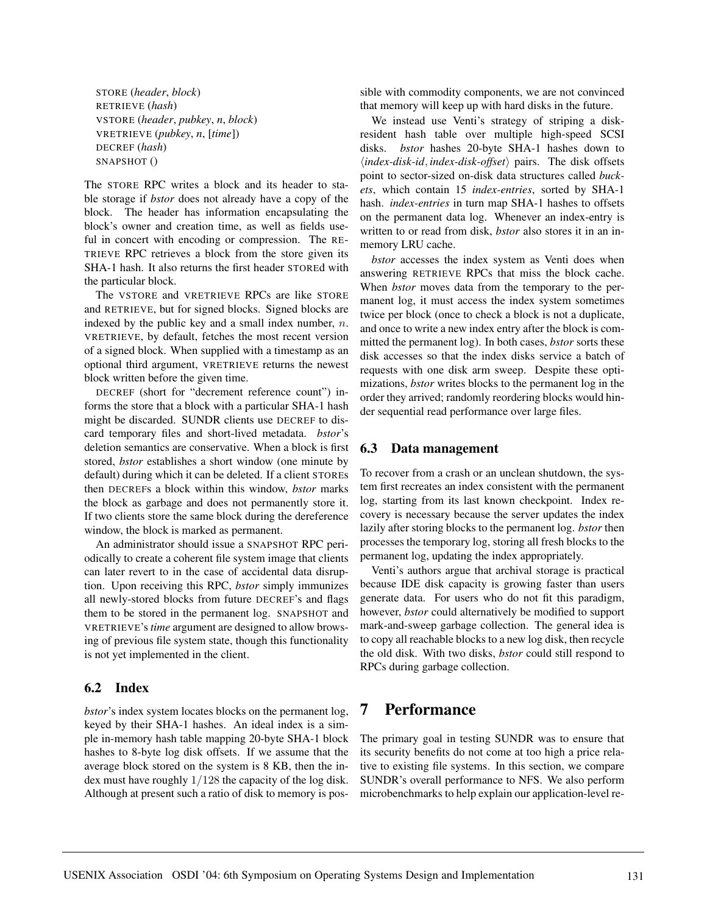STORE (*header*, *block*)
RETRIEVE (*hash*)
VSTORE (*header*, *pubkey*, *n*, *block*)
VRETRIEVE (*pubkey*, *n*, [*time*])
DECREF (*hash*)
SNAPSHOT ()

The STORE RPC writes a block and its header to stable storage if *bstor* does not already have a copy of the block. The header has information encapsulating the block's owner and creation time, as well as fields useful in concert with encoding or compression. The RETRIEVE RPC retrieves a block from the store given its SHA-1 hash. It also returns the first header STOREd with the particular block.

The VSTORE and VRETRIEVE RPCs are like STORE and RETRIEVE, but for signed blocks. Signed blocks are indexed by the public key and a small index number, $n$. VRETRIEVE, by default, fetches the most recent version of a signed block. When supplied with a timestamp as an optional third argument, VRETRIEVE returns the newest block written before the given time.

DECREF (short for "decrement reference count") informs the store that a block with a particular SHA-1 hash might be discarded. SUNDR clients use DECREF to discard temporary files and short-lived metadata. *bstor*'s deletion semantics are conservative. When a block is first stored, *bstor* establishes a short window (one minute by default) during which it can be deleted. If a client STOREs then DECREFs a block within this window, *bstor* marks the block as garbage and does not permanently store it. If two clients store the same block during the dereference window, the block is marked as permanent.

An administrator should issue a SNAPSHOT RPC periodically to create a coherent file system image that clients can later revert to in the case of accidental data disruption. Upon receiving this RPC, *bstor* simply immunizes all newly-stored blocks from future DECREF's and flags them to be stored in the permanent log. SNAPSHOT and VRETRIEVE's *time* argument are designed to allow browsing of previous file system state, though this functionality is not yet implemented in the client.

### 6.2 Index

*bstor*'s index system locates blocks on the permanent log, keyed by their SHA-1 hashes. An ideal index is a simple in-memory hash table mapping 20-byte SHA-1 block hashes to 8-byte log disk offsets. If we assume that the average block stored on the system is 8 KB, then the index must have roughly $1/128$ the capacity of the log disk. Although at present such a ratio of disk to memory is possible with commodity components, we are not convinced that memory will keep up with hard disks in the future.

We instead use Venti's strategy of striping a disk-resident hash table over multiple high-speed SCSI disks. *bstor* hashes 20-byte SHA-1 hashes down to $\langle$*index-disk-id*, *index-disk-offset*$\rangle$ pairs. The disk offsets point to sector-sized on-disk data structures called *buckets*, which contain 15 *index-entries*, sorted by SHA-1 hash. *index-entries* in turn map SHA-1 hashes to offsets on the permanent data log. Whenever an index-entry is written to or read from disk, *bstor* also stores it in an in-memory LRU cache.

*bstor* accesses the index system as Venti does when answering RETRIEVE RPCs that miss the block cache. When *bstor* moves data from the temporary to the permanent log, it must access the index system sometimes twice per block (once to check a block is not a duplicate, and once to write a new index entry after the block is committed the permanent log). In both cases, *bstor* sorts these disk accesses so that the index disks service a batch of requests with one disk arm sweep. Despite these optimizations, *bstor* writes blocks to the permanent log in the order they arrived; randomly reordering blocks would hinder sequential read performance over large files.

### 6.3 Data management

To recover from a crash or an unclean shutdown, the system first recreates an index consistent with the permanent log, starting from its last known checkpoint. Index recovery is necessary because the server updates the index lazily after storing blocks to the permanent log. *bstor* then processes the temporary log, storing all fresh blocks to the permanent log, updating the index appropriately.

Venti's authors argue that archival storage is practical because IDE disk capacity is growing faster than users generate data. For users who do not fit this paradigm, however, *bstor* could alternatively be modified to support mark-and-sweep garbage collection. The general idea is to copy all reachable blocks to a new log disk, then recycle the old disk. With two disks, *bstor* could still respond to RPCs during garbage collection.

## 7 Performance

The primary goal in testing SUNDR was to ensure that its security benefits do not come at too high a price relative to existing file systems. In this section, we compare SUNDR's overall performance to NFS. We also perform microbenchmarks to help explain our application-level re-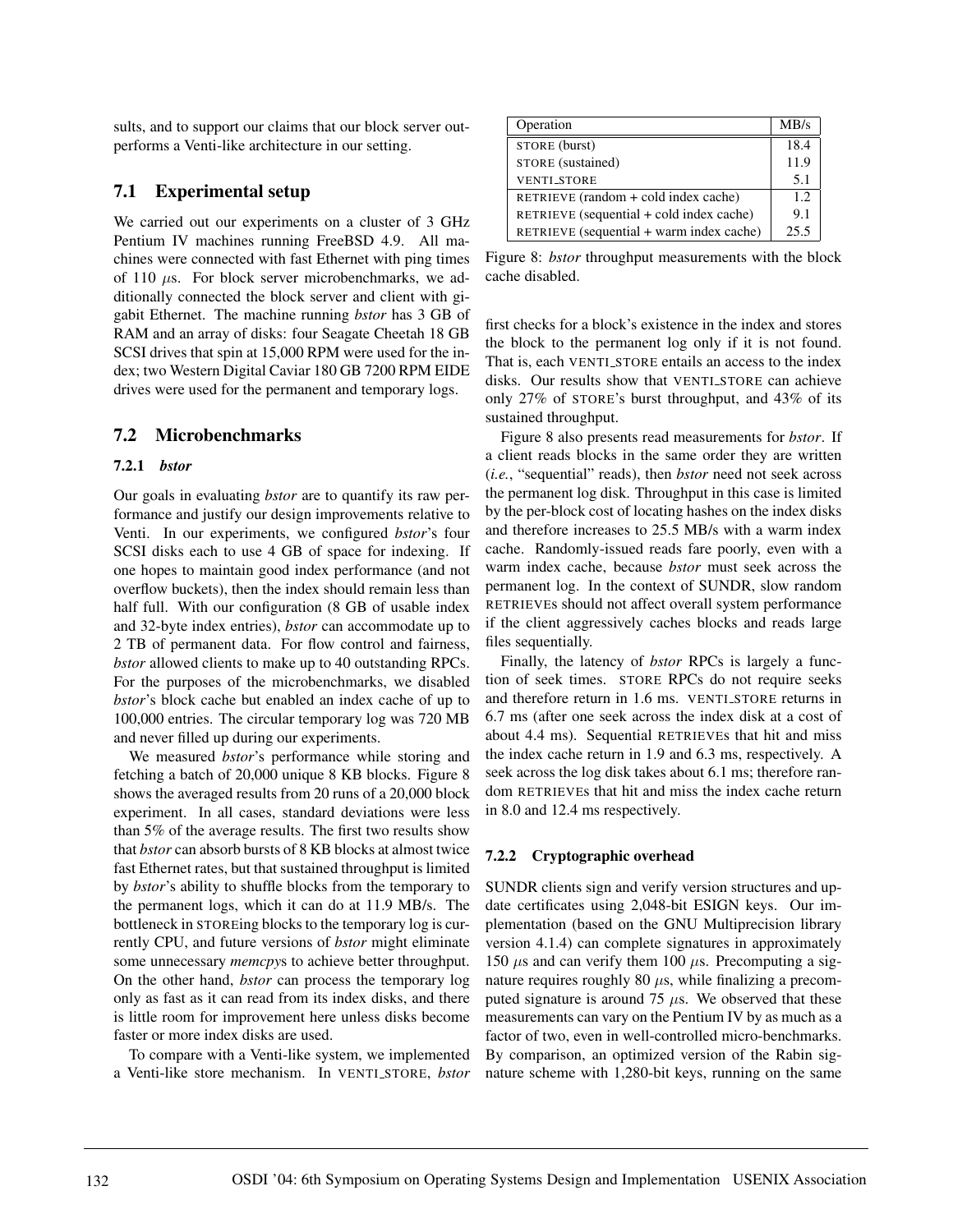sults, and to support our claims that our block server outperforms a Venti-like architecture in our setting.

## 7.1 Experimental setup

We carried out our experiments on a cluster of 3 GHz Pentium IV machines running FreeBSD 4.9. All machines were connected with fast Ethernet with ping times of 110 $\mu$s. For block server microbenchmarks, we additionally connected the block server and client with gigabit Ethernet. The machine running *bstor* has 3 GB of RAM and an array of disks: four Seagate Cheetah 18 GB SCSI drives that spin at 15,000 RPM were used for the index; two Western Digital Caviar 180 GB 7200 RPM EIDE drives were used for the permanent and temporary logs.

## 7.2 Microbenchmarks

### 7.2.1 *bstor*

Our goals in evaluating *bstor* are to quantify its raw performance and justify our design improvements relative to Venti. In our experiments, we configured *bstor*'s four SCSI disks each to use 4 GB of space for indexing. If one hopes to maintain good index performance (and not overflow buckets), then the index should remain less than half full. With our configuration (8 GB of usable index and 32-byte index entries), *bstor* can accommodate up to 2 TB of permanent data. For flow control and fairness, *bstor* allowed clients to make up to 40 outstanding RPCs. For the purposes of the microbenchmarks, we disabled *bstor*'s block cache but enabled an index cache of up to 100,000 entries. The circular temporary log was 720 MB and never filled up during our experiments.

We measured *bstor*'s performance while storing and fetching a batch of 20,000 unique 8 KB blocks. Figure 8 shows the averaged results from 20 runs of a 20,000 block experiment. In all cases, standard deviations were less than 5% of the average results. The first two results show that *bstor* can absorb bursts of 8 KB blocks at almost twice fast Ethernet rates, but that sustained throughput is limited by *bstor*'s ability to shuffle blocks from the temporary to the permanent logs, which it can do at 11.9 MB/s. The bottleneck in STOREing blocks to the temporary log is currently CPU, and future versions of *bstor* might eliminate some unnecessary *memcpy*s to achieve better throughput. On the other hand, *bstor* can process the temporary log only as fast as it can read from its index disks, and there is little room for improvement here unless disks become faster or more index disks are used.

To compare with a Venti-like system, we implemented a Venti-like store mechanism. In VENTI_STORE, *bstor* first checks for a block's existence in the index and stores the block to the permanent log only if it is not found. That is, each VENTI_STORE entails an access to the index disks. Our results show that VENTI_STORE can achieve only 27% of STORE's burst throughput, and 43% of its sustained throughput.

| Operation | MB/s |
|---|---|
| STORE (burst) | 18.4 |
| STORE (sustained) | 11.9 |
| VENTI_STORE | 5.1 |
| RETRIEVE (random + cold index cache) | 1.2 |
| RETRIEVE (sequential + cold index cache) | 9.1 |
| RETRIEVE (sequential + warm index cache) | 25.5 |

Figure 8: *bstor* throughput measurements with the block cache disabled.

Figure 8 also presents read measurements for *bstor*. If a client reads blocks in the same order they are written (*i.e.*, "sequential" reads), then *bstor* need not seek across the permanent log disk. Throughput in this case is limited by the per-block cost of locating hashes on the index disks and therefore increases to 25.5 MB/s with a warm index cache. Randomly-issued reads fare poorly, even with a warm index cache, because *bstor* must seek across the permanent log. In the context of SUNDR, slow random RETRIEVEs should not affect overall system performance if the client aggressively caches blocks and reads large files sequentially.

Finally, the latency of *bstor* RPCs is largely a function of seek times. STORE RPCs do not require seeks and therefore return in 1.6 ms. VENTI_STORE returns in 6.7 ms (after one seek across the index disk at a cost of about 4.4 ms). Sequential RETRIEVEs that hit and miss the index cache return in 1.9 and 6.3 ms, respectively. A seek across the log disk takes about 6.1 ms; therefore random RETRIEVEs that hit and miss the index cache return in 8.0 and 12.4 ms respectively.

### 7.2.2 Cryptographic overhead

SUNDR clients sign and verify version structures and update certificates using 2,048-bit ESIGN keys. Our implementation (based on the GNU Multiprecision library version 4.1.4) can complete signatures in approximately 150 $\mu$s and can verify them 100 $\mu$s. Precomputing a signature requires roughly 80 $\mu$s, while finalizing a precomputed signature is around 75 $\mu$s. We observed that these measurements can vary on the Pentium IV by as much as a factor of two, even in well-controlled micro-benchmarks. By comparison, an optimized version of the Rabin signature scheme with 1,280-bit keys, running on the same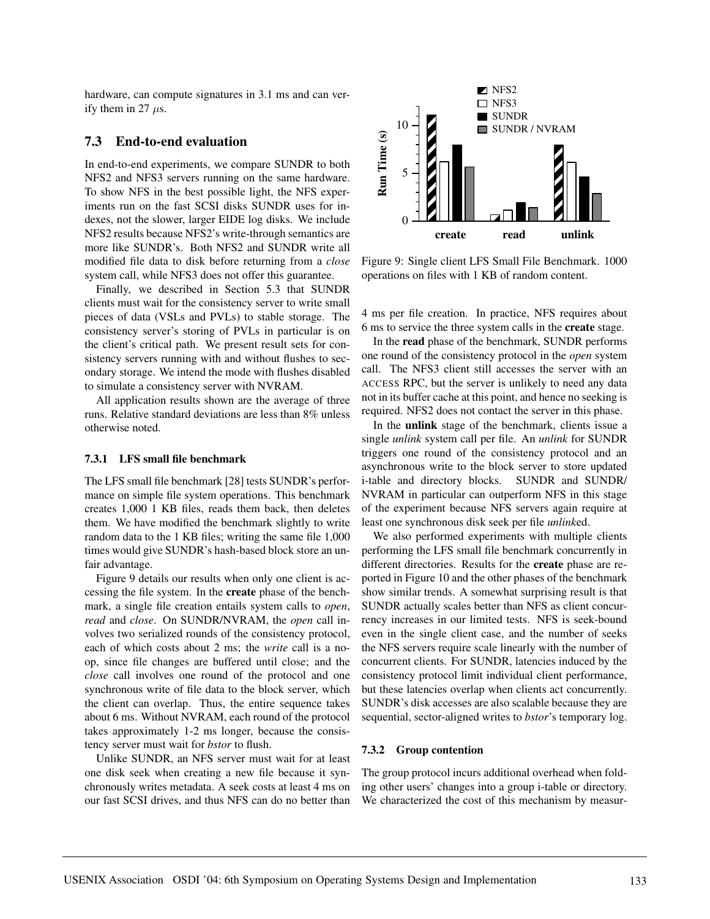hardware, can compute signatures in 3.1 ms and can verify them in 27 $\mu$s.

## 7.3 End-to-end evaluation

In end-to-end experiments, we compare SUNDR to both NFS2 and NFS3 servers running on the same hardware. To show NFS in the best possible light, the NFS experiments run on the fast SCSI disks SUNDR uses for indexes, not the slower, larger EIDE log disks. We include NFS2 results because NFS2's write-through semantics are more like SUNDR's. Both NFS2 and SUNDR write all modified file data to disk before returning from a *close* system call, while NFS3 does not offer this guarantee.

Finally, we described in Section 5.3 that SUNDR clients must wait for the consistency server to write small pieces of data (VSLs and PVLs) to stable storage. The consistency server's storing of PVLs in particular is on the client's critical path. We present result sets for consistency servers running with and without flushes to secondary storage. We intend the mode with flushes disabled to simulate a consistency server with NVRAM.

All application results shown are the average of three runs. Relative standard deviations are less than 8% unless otherwise noted.

### 7.3.1 LFS small file benchmark

The LFS small file benchmark [28] tests SUNDR's performance on simple file system operations. This benchmark creates 1,000 1 KB files, reads them back, then deletes them. We have modified the benchmark slightly to write random data to the 1 KB files; writing the same file 1,000 times would give SUNDR's hash-based block store an unfair advantage.

Figure 9 details our results when only one client is accessing the file system. In the **create** phase of the benchmark, a single file creation entails system calls to *open*, *read* and *close*. On SUNDR/NVRAM, the *open* call involves two serialized rounds of the consistency protocol, each of which costs about 2 ms; the *write* call is a no-op, since file changes are buffered until close; and the *close* call involves one round of the protocol and one synchronous write of file data to the block server, which the client can overlap. Thus, the entire sequence takes about 6 ms. Without NVRAM, each round of the protocol takes approximately 1-2 ms longer, because the consistency server must wait for *bstor* to flush.

Unlike SUNDR, an NFS server must wait for at least one disk seek when creating a new file because it synchronously writes metadata. A seek costs at least 4 ms on our fast SCSI drives, and thus NFS can do no better than 4 ms per file creation. In practice, NFS requires about 6 ms to service the three system calls in the **create** stage.

Figure 9: Single client LFS Small File Benchmark. 1000 operations on files with 1 KB of random content.

In the **read** phase of the benchmark, SUNDR performs one round of the consistency protocol in the *open* system call. The NFS3 client still accesses the server with an ACCESS RPC, but the server is unlikely to need any data not in its buffer cache at this point, and hence no seeking is required. NFS2 does not contact the server in this phase.

In the **unlink** stage of the benchmark, clients issue a single *unlink* system call per file. An *unlink* for SUNDR triggers one round of the consistency protocol and an asynchronous write to the block server to store updated i-table and directory blocks. SUNDR and SUNDR/NVRAM in particular can outperform NFS in this stage of the experiment because NFS servers again require at least one synchronous disk seek per file *unlink*ed.

We also performed experiments with multiple clients performing the LFS small file benchmark concurrently in different directories. Results for the **create** phase are reported in Figure 10 and the other phases of the benchmark show similar trends. A somewhat surprising result is that SUNDR actually scales better than NFS as client concurrency increases in our limited tests. NFS is seek-bound even in the single client case, and the number of seeks the NFS servers require scale linearly with the number of concurrent clients. For SUNDR, latencies induced by the consistency protocol limit individual client performance, but these latencies overlap when clients act concurrently. SUNDR's disk accesses are also scalable because they are sequential, sector-aligned writes to *bstor*'s temporary log.

### 7.3.2 Group contention

The group protocol incurs additional overhead when folding other users' changes into a group i-table or directory. We characterized the cost of this mechanism by measur-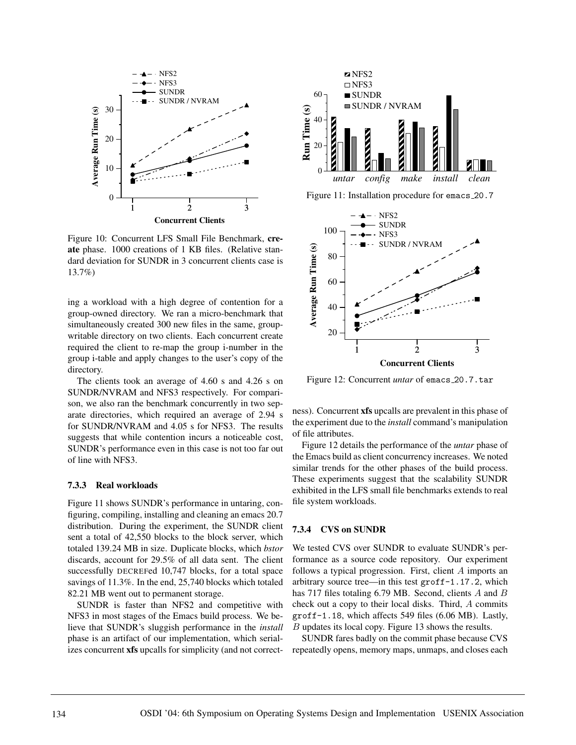Figure 10: Concurrent LFS Small File Benchmark, **create** phase. 1000 creations of 1 KB files. (Relative standard deviation for SUNDR in 3 concurrent clients case is 13.7%)

ing a workload with a high degree of contention for a group-owned directory. We ran a micro-benchmark that simultaneously created 300 new files in the same, group-writable directory on two clients. Each concurrent create required the client to re-map the group i-number in the group i-table and apply changes to the user's copy of the directory.

The clients took an average of 4.60 s and 4.26 s on SUNDR/NVRAM and NFS3 respectively. For comparison, we also ran the benchmark concurrently in two separate directories, which required an average of 2.94 s for SUNDR/NVRAM and 4.05 s for NFS3. The results suggests that while contention incurs a noticeable cost, SUNDR's performance even in this case is not too far out of line with NFS3.

#### 7.3.3 Real workloads

Figure 11 shows SUNDR's performance in untaring, configuring, compiling, installing and cleaning an emacs 20.7 distribution. During the experiment, the SUNDR client sent a total of 42,550 blocks to the block server, which totaled 139.24 MB in size. Duplicate blocks, which *bstor* discards, account for 29.5% of all data sent. The client successfully DECREFed 10,747 blocks, for a total space savings of 11.3%. In the end, 25,740 blocks which totaled 82.21 MB went out to permanent storage.

SUNDR is faster than NFS2 and competitive with NFS3 in most stages of the Emacs build process. We believe that SUNDR's sluggish performance in the *install* phase is an artifact of our implementation, which serializes concurrent **xfs** upcalls for simplicity (and not correctness). Concurrent **xfs** upcalls are prevalent in this phase of the experiment due to the *install* command's manipulation of file attributes.

Figure 11: Installation procedure for `emacs_20.7`

Figure 12: Concurrent *untar* of `emacs_20.7.tar`

Figure 12 details the performance of the *untar* phase of the Emacs build as client concurrency increases. We noted similar trends for the other phases of the build process. These experiments suggest that the scalability SUNDR exhibited in the LFS small file benchmarks extends to real file system workloads.

#### 7.3.4 CVS on SUNDR

We tested CVS over SUNDR to evaluate SUNDR's performance as a source code repository. Our experiment follows a typical progression. First, client $A$ imports an arbitrary source tree—in this test `groff-1.17.2`, which has 717 files totaling 6.79 MB. Second, clients $A$ and $B$ check out a copy to their local disks. Third, $A$ commits `groff-1.18`, which affects 549 files (6.06 MB). Lastly, $B$ updates its local copy. Figure 13 shows the results.

SUNDR fares badly on the commit phase because CVS repeatedly opens, memory maps, unmaps, and closes each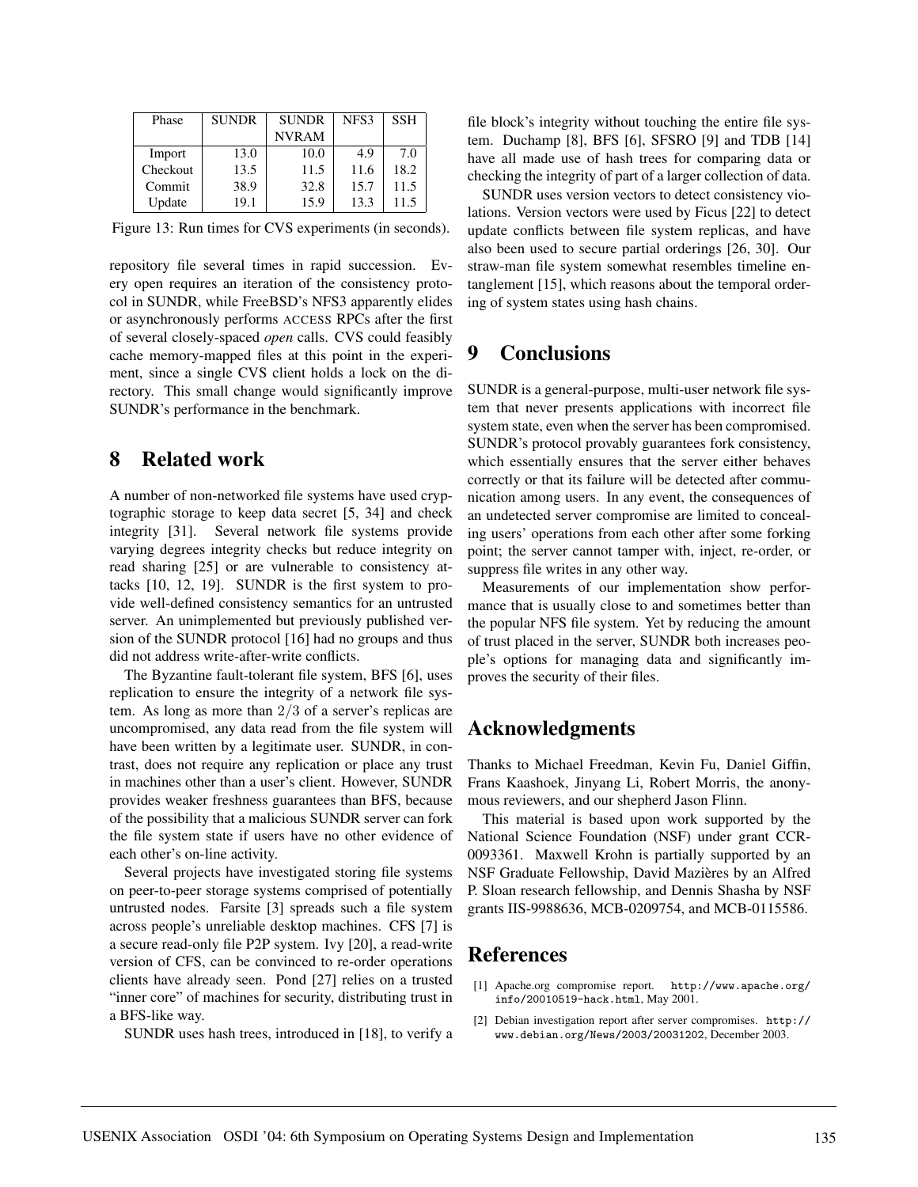| Phase | SUNDR | SUNDR NVRAM | NFS3 | SSH |
|---|---|---|---|---|
| Import | 13.0 | 10.0 | 4.9 | 7.0 |
| Checkout | 13.5 | 11.5 | 11.6 | 18.2 |
| Commit | 38.9 | 32.8 | 15.7 | 11.5 |
| Update | 19.1 | 15.9 | 13.3 | 11.5 |

Figure 13: Run times for CVS experiments (in seconds).

repository file several times in rapid succession. Every open requires an iteration of the consistency protocol in SUNDR, while FreeBSD's NFS3 apparently elides or asynchronously performs ACCESS RPCs after the first of several closely-spaced *open* calls. CVS could feasibly cache memory-mapped files at this point in the experiment, since a single CVS client holds a lock on the directory. This small change would significantly improve SUNDR's performance in the benchmark.

# 8 Related work

A number of non-networked file systems have used cryptographic storage to keep data secret [5, 34] and check integrity [31]. Several network file systems provide varying degrees integrity checks but reduce integrity on read sharing [25] or are vulnerable to consistency attacks [10, 12, 19]. SUNDR is the first system to provide well-defined consistency semantics for an untrusted server. An unimplemented but previously published version of the SUNDR protocol [16] had no groups and thus did not address write-after-write conflicts.

The Byzantine fault-tolerant file system, BFS [6], uses replication to ensure the integrity of a network file system. As long as more than $2/3$ of a server's replicas are uncompromised, any data read from the file system will have been written by a legitimate user. SUNDR, in contrast, does not require any replication or place any trust in machines other than a user's client. However, SUNDR provides weaker freshness guarantees than BFS, because of the possibility that a malicious SUNDR server can fork the file system state if users have no other evidence of each other's on-line activity.

Several projects have investigated storing file systems on peer-to-peer storage systems comprised of potentially untrusted nodes. Farsite [3] spreads such a file system across people's unreliable desktop machines. CFS [7] is a secure read-only file P2P system. Ivy [20], a read-write version of CFS, can be convinced to re-order operations clients have already seen. Pond [27] relies on a trusted "inner core" of machines for security, distributing trust in a BFS-like way.

SUNDR uses hash trees, introduced in [18], to verify a file block's integrity without touching the entire file system. Duchamp [8], BFS [6], SFSRO [9] and TDB [14] have all made use of hash trees for comparing data or checking the integrity of part of a larger collection of data.

SUNDR uses version vectors to detect consistency violations. Version vectors were used by Ficus [22] to detect update conflicts between file system replicas, and have also been used to secure partial orderings [26, 30]. Our straw-man file system somewhat resembles timeline entanglement [15], which reasons about the temporal ordering of system states using hash chains.

# 9 Conclusions

SUNDR is a general-purpose, multi-user network file system that never presents applications with incorrect file system state, even when the server has been compromised. SUNDR's protocol provably guarantees fork consistency, which essentially ensures that the server either behaves correctly or that its failure will be detected after communication among users. In any event, the consequences of an undetected server compromise are limited to concealing users' operations from each other after some forking point; the server cannot tamper with, inject, re-order, or suppress file writes in any other way.

Measurements of our implementation show performance that is usually close to and sometimes better than the popular NFS file system. Yet by reducing the amount of trust placed in the server, SUNDR both increases people's options for managing data and significantly improves the security of their files.

# Acknowledgments

Thanks to Michael Freedman, Kevin Fu, Daniel Giffin, Frans Kaashoek, Jinyang Li, Robert Morris, the anonymous reviewers, and our shepherd Jason Flinn.

This material is based upon work supported by the National Science Foundation (NSF) under grant CCR-0093361. Maxwell Krohn is partially supported by an NSF Graduate Fellowship, David Mazières by an Alfred P. Sloan research fellowship, and Dennis Shasha by NSF grants IIS-9988636, MCB-0209754, and MCB-0115586.

# References

[1] Apache.org compromise report. http://www.apache.org/info/20010519-hack.html, May 2001.

[2] Debian investigation report after server compromises. http://www.debian.org/News/2003/20031202, December 2003.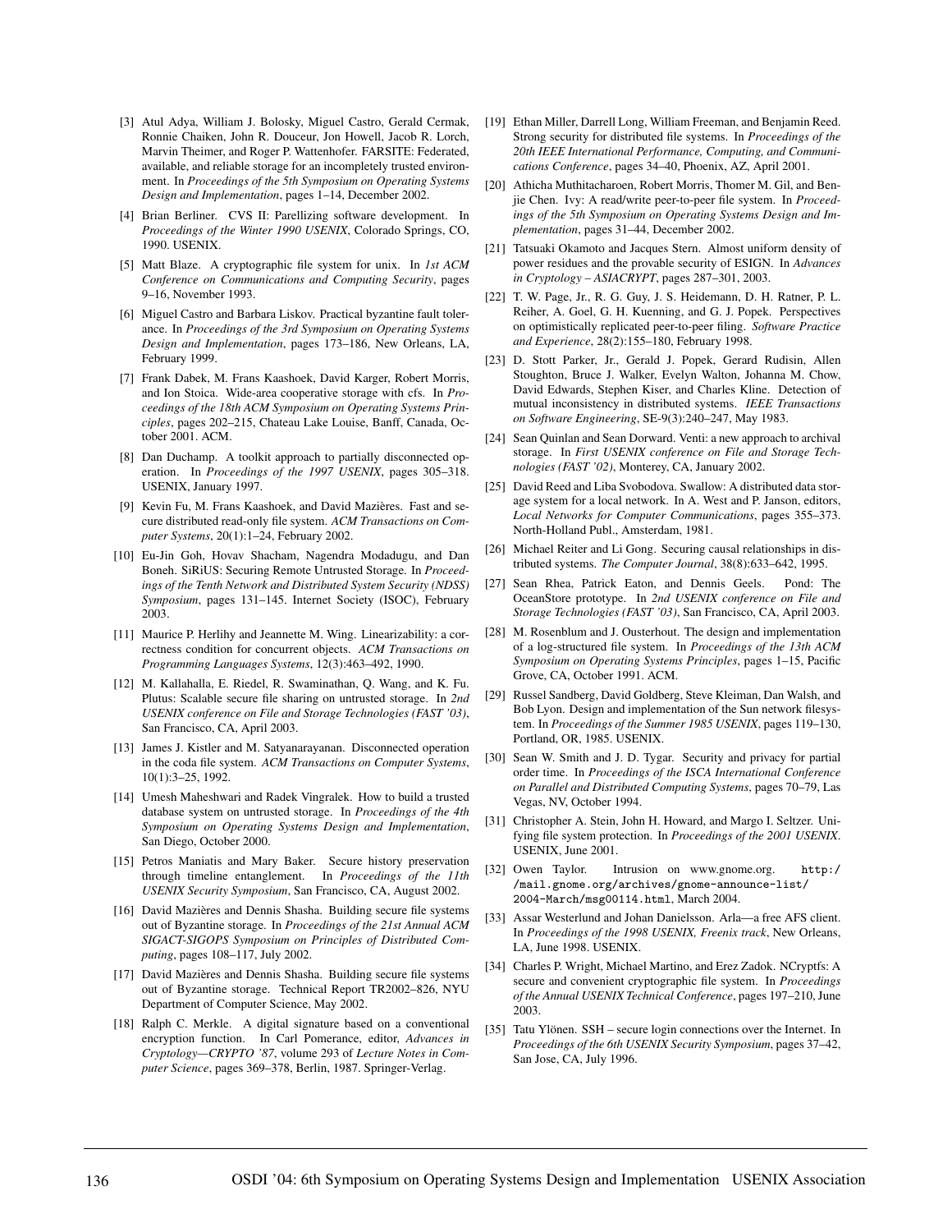[3] Atul Adya, William J. Bolosky, Miguel Castro, Gerald Cermak, Ronnie Chaiken, John R. Douceur, Jon Howell, Jacob R. Lorch, Marvin Theimer, and Roger P. Wattenhofer. FARSITE: Federated, available, and reliable storage for an incompletely trusted environment. In *Proceedings of the 5th Symposium on Operating Systems Design and Implementation*, pages 1–14, December 2002.

[4] Brian Berliner. CVS II: Parellizing software development. In *Proceedings of the Winter 1990 USENIX*, Colorado Springs, CO, 1990. USENIX.

[5] Matt Blaze. A cryptographic file system for unix. In *1st ACM Conference on Communications and Computing Security*, pages 9–16, November 1993.

[6] Miguel Castro and Barbara Liskov. Practical byzantine fault tolerance. In *Proceedings of the 3rd Symposium on Operating Systems Design and Implementation*, pages 173–186, New Orleans, LA, February 1999.

[7] Frank Dabek, M. Frans Kaashoek, David Karger, Robert Morris, and Ion Stoica. Wide-area cooperative storage with cfs. In *Proceedings of the 18th ACM Symposium on Operating Systems Principles*, pages 202–215, Chateau Lake Louise, Banff, Canada, October 2001. ACM.

[8] Dan Duchamp. A toolkit approach to partially disconnected operation. In *Proceedings of the 1997 USENIX*, pages 305–318. USENIX, January 1997.

[9] Kevin Fu, M. Frans Kaashoek, and David Mazières. Fast and secure distributed read-only file system. *ACM Transactions on Computer Systems*, 20(1):1–24, February 2002.

[10] Eu-Jin Goh, Hovav Shacham, Nagendra Modadugu, and Dan Boneh. SiRiUS: Securing Remote Untrusted Storage. In *Proceedings of the Tenth Network and Distributed System Security (NDSS) Symposium*, pages 131–145. Internet Society (ISOC), February 2003.

[11] Maurice P. Herlihy and Jeannette M. Wing. Linearizability: a correctness condition for concurrent objects. *ACM Transactions on Programming Languages Systems*, 12(3):463–492, 1990.

[12] M. Kallahalla, E. Riedel, R. Swaminathan, Q. Wang, and K. Fu. Plutus: Scalable secure file sharing on untrusted storage. In *2nd USENIX conference on File and Storage Technologies (FAST '03)*, San Francisco, CA, April 2003.

[13] James J. Kistler and M. Satyanarayanan. Disconnected operation in the coda file system. *ACM Transactions on Computer Systems*, 10(1):3–25, 1992.

[14] Umesh Maheshwari and Radek Vingralek. How to build a trusted database system on untrusted storage. In *Proceedings of the 4th Symposium on Operating Systems Design and Implementation*, San Diego, October 2000.

[15] Petros Maniatis and Mary Baker. Secure history preservation through timeline entanglement. In *Proceedings of the 11th USENIX Security Symposium*, San Francisco, CA, August 2002.

[16] David Mazières and Dennis Shasha. Building secure file systems out of Byzantine storage. In *Proceedings of the 21st Annual ACM SIGACT-SIGOPS Symposium on Principles of Distributed Computing*, pages 108–117, July 2002.

[17] David Mazières and Dennis Shasha. Building secure file systems out of Byzantine storage. Technical Report TR2002–826, NYU Department of Computer Science, May 2002.

[18] Ralph C. Merkle. A digital signature based on a conventional encryption function. In Carl Pomerance, editor, *Advances in Cryptology—CRYPTO '87*, volume 293 of *Lecture Notes in Computer Science*, pages 369–378, Berlin, 1987. Springer-Verlag.

[19] Ethan Miller, Darrell Long, William Freeman, and Benjamin Reed. Strong security for distributed file systems. In *Proceedings of the 20th IEEE International Performance, Computing, and Communications Conference*, pages 34–40, Phoenix, AZ, April 2001.

[20] Athicha Muthitacharoen, Robert Morris, Thomer M. Gil, and Benjie Chen. Ivy: A read/write peer-to-peer file system. In *Proceedings of the 5th Symposium on Operating Systems Design and Implementation*, pages 31–44, December 2002.

[21] Tatsuaki Okamoto and Jacques Stern. Almost uniform density of power residues and the provable security of ESIGN. In *Advances in Cryptology – ASIACRYPT*, pages 287–301, 2003.

[22] T. W. Page, Jr., R. G. Guy, J. S. Heidemann, D. H. Ratner, P. L. Reiher, A. Goel, G. H. Kuenning, and G. J. Popek. Perspectives on optimistically replicated peer-to-peer filing. *Software Practice and Experience*, 28(2):155–180, February 1998.

[23] D. Stott Parker, Jr., Gerald J. Popek, Gerard Rudisin, Allen Stoughton, Bruce J. Walker, Evelyn Walton, Johanna M. Chow, David Edwards, Stephen Kiser, and Charles Kline. Detection of mutual inconsistency in distributed systems. *IEEE Transactions on Software Engineering*, SE-9(3):240–247, May 1983.

[24] Sean Quinlan and Sean Dorward. Venti: a new approach to archival storage. In *First USENIX conference on File and Storage Technologies (FAST '02)*, Monterey, CA, January 2002.

[25] David Reed and Liba Svobodova. Swallow: A distributed data storage system for a local network. In A. West and P. Janson, editors, *Local Networks for Computer Communications*, pages 355–373. North-Holland Publ., Amsterdam, 1981.

[26] Michael Reiter and Li Gong. Securing causal relationships in distributed systems. *The Computer Journal*, 38(8):633–642, 1995.

[27] Sean Rhea, Patrick Eaton, and Dennis Geels. Pond: The OceanStore prototype. In *2nd USENIX conference on File and Storage Technologies (FAST '03)*, San Francisco, CA, April 2003.

[28] M. Rosenblum and J. Ousterhout. The design and implementation of a log-structured file system. In *Proceedings of the 13th ACM Symposium on Operating Systems Principles*, pages 1–15, Pacific Grove, CA, October 1991. ACM.

[29] Russel Sandberg, David Goldberg, Steve Kleiman, Dan Walsh, and Bob Lyon. Design and implementation of the Sun network filesystem. In *Proceedings of the Summer 1985 USENIX*, pages 119–130, Portland, OR, 1985. USENIX.

[30] Sean W. Smith and J. D. Tygar. Security and privacy for partial order time. In *Proceedings of the ISCA International Conference on Parallel and Distributed Computing Systems*, pages 70–79, Las Vegas, NV, October 1994.

[31] Christopher A. Stein, John H. Howard, and Margo I. Seltzer. Unifying file system protection. In *Proceedings of the 2001 USENIX*. USENIX, June 2001.

[32] Owen Taylor. Intrusion on www.gnome.org. `http://mail.gnome.org/archives/gnome-announce-list/2004-March/msg00114.html`, March 2004.

[33] Assar Westerlund and Johan Danielsson. Arla—a free AFS client. In *Proceedings of the 1998 USENIX, Freenix track*, New Orleans, LA, June 1998. USENIX.

[34] Charles P. Wright, Michael Martino, and Erez Zadok. NCryptfs: A secure and convenient cryptographic file system. In *Proceedings of the Annual USENIX Technical Conference*, pages 197–210, June 2003.

[35] Tatu Ylönen. SSH – secure login connections over the Internet. In *Proceedings of the 6th USENIX Security Symposium*, pages 37–42, San Jose, CA, July 1996.